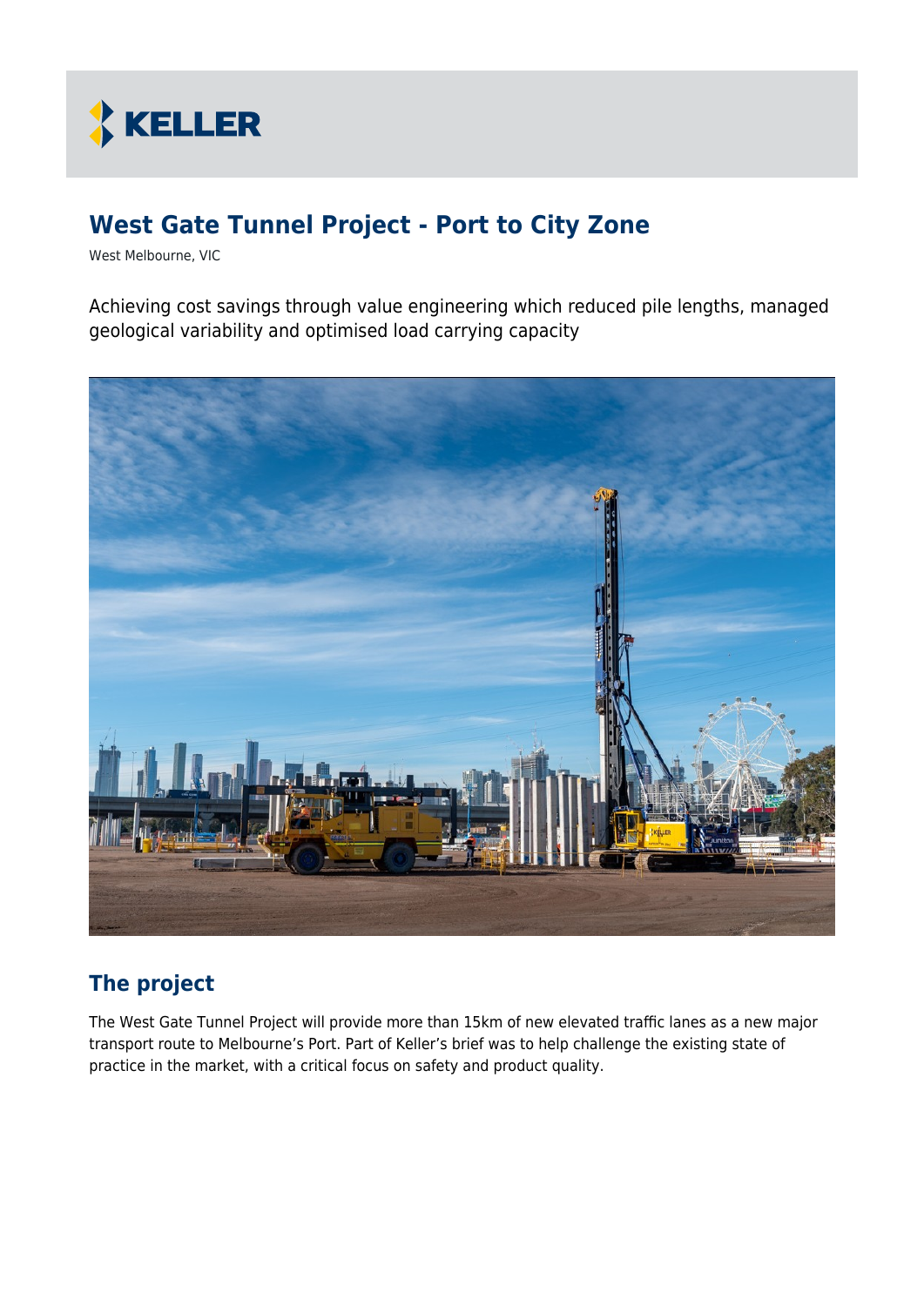# West Gate Tunnel Project - Port to City Zone

West Melbourne, VIC

Achieving cost savings through value engineering which reduced pile lengths, managed geological variability and optimised load carrying capacity

## The project

The West Gate Tunnel Project will provide more than 15km of new elevated traffic lanes as a new major transport route to Melbourne's Port. Part of Keller's brief was to help challenge the existing state of practice in the market, with a critical focus on safety and product quality.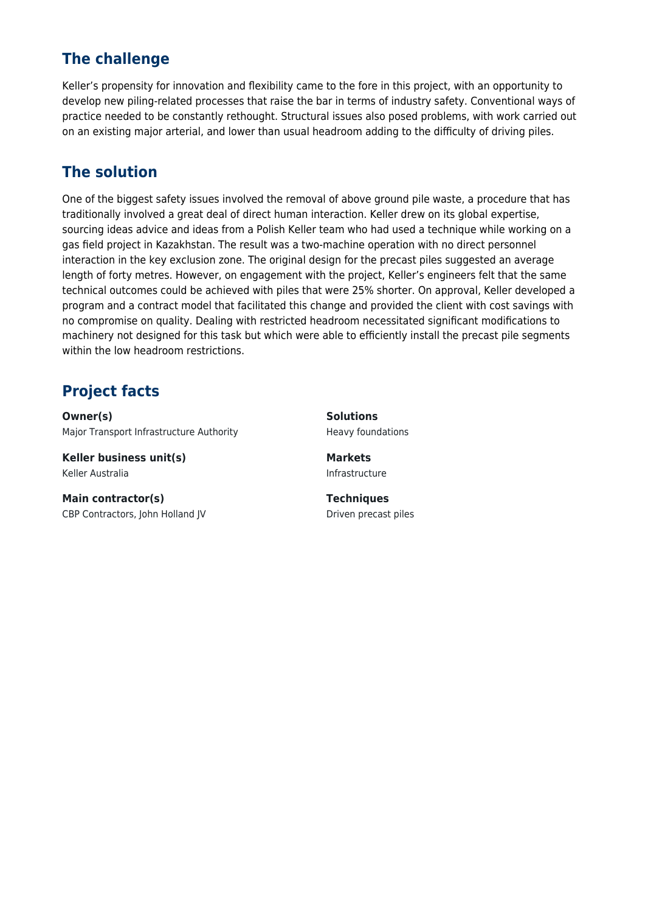## The challenge

Keller's propensity for innovation and flexibility came to the fore in this project, with an opportunity to develop new piling-related processes that raise the bar in terms of industry safety. Conventional ways of practice needed to be constantly rethought. Structural issues also posed problems, with work carried out on an existing major arterial, and lower than usual headroom adding to the difficulty of driving piles.

## The solution

One of the biggest safety issues involved the removal of above ground pile waste, a procedure that has traditionally involved a great deal of direct human interaction. Keller drew on its global expertise, sourcing ideas advice and ideas from a Polish Keller team who had used a technique while working on a gas field project in Kazakhstan. The result was a two-machine operation with no direct personnel interaction in the key exclusion zone. The original design for the precast piles suggested an average length of forty metres. However, on engagement with the project, Keller's engineers felt that the same technical outcomes could be achieved with piles that were 25% shorter. On approval, Keller developed a program and a contract model that facilitated this change and provided the client with cost savings with no compromise on quality. Dealing with restricted headroom necessitated significant modifications to machinery not designed for this task but which were able to efficiently install the precast pile segments within the low headroom restrictions.

## Project facts

**Owner(s)**
Major Transport Infrastructure Authority

**Keller business unit(s)**
Keller Australia

**Main contractor(s)**
CBP Contractors, John Holland JV

**Solutions**
Heavy foundations

**Markets**
Infrastructure

**Techniques**
Driven precast piles